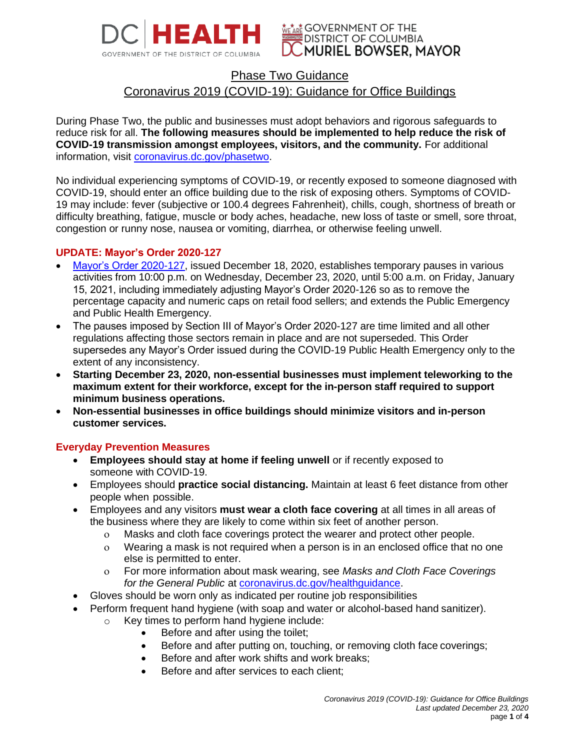DC HEALTH — GOVERNMENT OF THE DISTRICT OF COLUMBIA

GOVERNMENT OF THE DISTRICT OF COLUMBIA — MURIEL BOWSER, MAYOR

# Phase Two Guidance
# Coronavirus 2019 (COVID-19): Guidance for Office Buildings

During Phase Two, the public and businesses must adopt behaviors and rigorous safeguards to reduce risk for all. **The following measures should be implemented to help reduce the risk of COVID-19 transmission amongst employees, visitors, and the community.** For additional information, visit coronavirus.dc.gov/phasetwo.

No individual experiencing symptoms of COVID-19, or recently exposed to someone diagnosed with COVID-19, should enter an office building due to the risk of exposing others. Symptoms of COVID-19 may include: fever (subjective or 100.4 degrees Fahrenheit), chills, cough, shortness of breath or difficulty breathing, fatigue, muscle or body aches, headache, new loss of taste or smell, sore throat, congestion or runny nose, nausea or vomiting, diarrhea, or otherwise feeling unwell.

## UPDATE: Mayor's Order 2020-127

- Mayor's Order 2020-127, issued December 18, 2020, establishes temporary pauses in various activities from 10:00 p.m. on Wednesday, December 23, 2020, until 5:00 a.m. on Friday, January 15, 2021, including immediately adjusting Mayor's Order 2020-126 so as to remove the percentage capacity and numeric caps on retail food sellers; and extends the Public Emergency and Public Health Emergency.
- The pauses imposed by Section III of Mayor's Order 2020-127 are time limited and all other regulations affecting those sectors remain in place and are not superseded. This Order supersedes any Mayor's Order issued during the COVID-19 Public Health Emergency only to the extent of any inconsistency.
- **Starting December 23, 2020, non-essential businesses must implement teleworking to the maximum extent for their workforce, except for the in-person staff required to support minimum business operations.**
- **Non-essential businesses in office buildings should minimize visitors and in-person customer services.**

## Everyday Prevention Measures

- **Employees should stay at home if feeling unwell** or if recently exposed to someone with COVID-19.
- Employees should **practice social distancing.** Maintain at least 6 feet distance from other people when possible.
- Employees and any visitors **must wear a cloth face covering** at all times in all areas of the business where they are likely to come within six feet of another person.
  - Masks and cloth face coverings protect the wearer and protect other people.
  - Wearing a mask is not required when a person is in an enclosed office that no one else is permitted to enter.
  - For more information about mask wearing, see *Masks and Cloth Face Coverings for the General Public* at coronavirus.dc.gov/healthguidance.
- Gloves should be worn only as indicated per routine job responsibilities
- Perform frequent hand hygiene (with soap and water or alcohol-based hand sanitizer).
  - Key times to perform hand hygiene include:
    - Before and after using the toilet;
    - Before and after putting on, touching, or removing cloth face coverings;
    - Before and after work shifts and work breaks;
    - Before and after services to each client;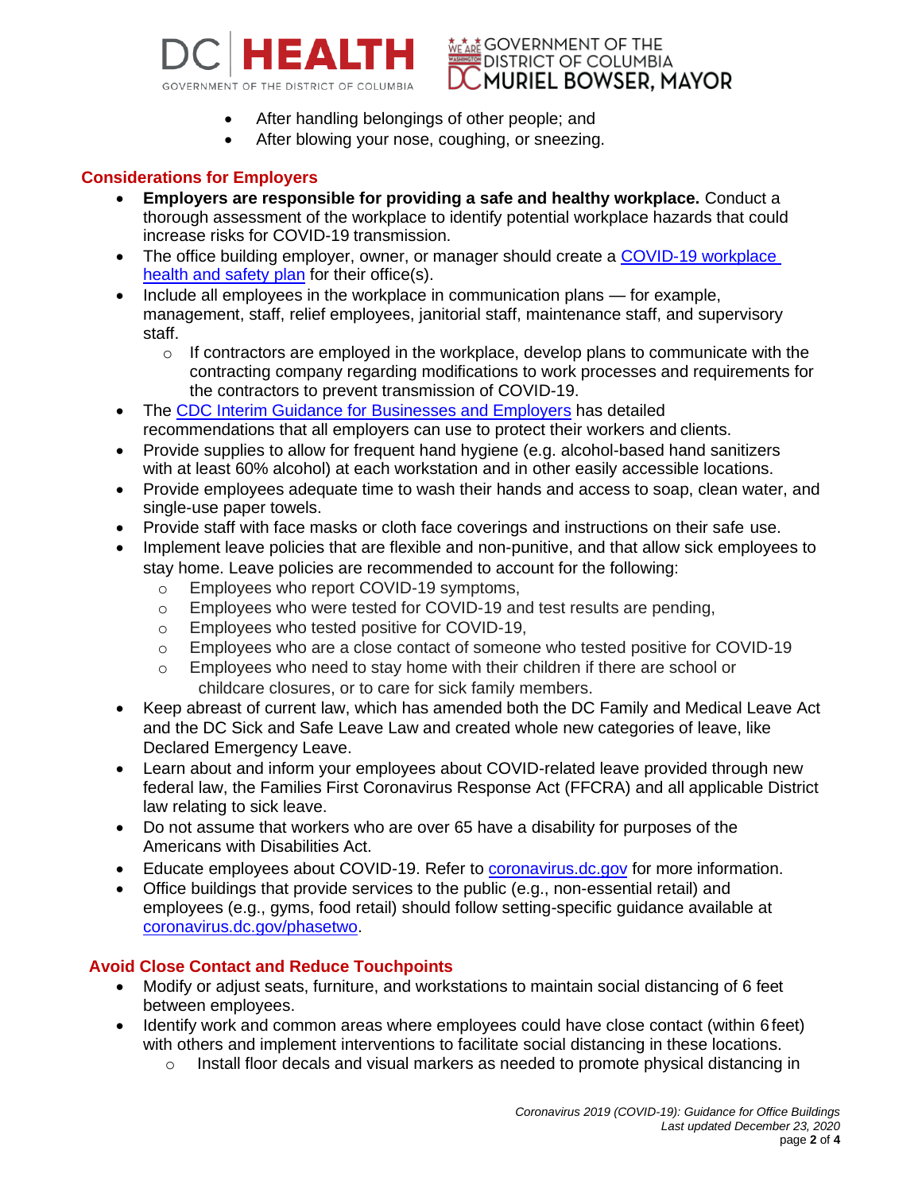- After handling belongings of other people; and
- After blowing your nose, coughing, or sneezing.

## Considerations for Employers

- **Employers are responsible for providing a safe and healthy workplace.** Conduct a thorough assessment of the workplace to identify potential workplace hazards that could increase risks for COVID-19 transmission.
- The office building employer, owner, or manager should create a COVID-19 workplace health and safety plan for their office(s).
- Include all employees in the workplace in communication plans — for example, management, staff, relief employees, janitorial staff, maintenance staff, and supervisory staff.
    - If contractors are employed in the workplace, develop plans to communicate with the contracting company regarding modifications to work processes and requirements for the contractors to prevent transmission of COVID-19.
- The CDC Interim Guidance for Businesses and Employers has detailed recommendations that all employers can use to protect their workers and clients.
- Provide supplies to allow for frequent hand hygiene (e.g. alcohol-based hand sanitizers with at least 60% alcohol) at each workstation and in other easily accessible locations.
- Provide employees adequate time to wash their hands and access to soap, clean water, and single-use paper towels.
- Provide staff with face masks or cloth face coverings and instructions on their safe use.
- Implement leave policies that are flexible and non-punitive, and that allow sick employees to stay home. Leave policies are recommended to account for the following:
    - Employees who report COVID-19 symptoms,
    - Employees who were tested for COVID-19 and test results are pending,
    - Employees who tested positive for COVID-19,
    - Employees who are a close contact of someone who tested positive for COVID-19
    - Employees who need to stay home with their children if there are school or childcare closures, or to care for sick family members.
- Keep abreast of current law, which has amended both the DC Family and Medical Leave Act and the DC Sick and Safe Leave Law and created whole new categories of leave, like Declared Emergency Leave.
- Learn about and inform your employees about COVID-related leave provided through new federal law, the Families First Coronavirus Response Act (FFCRA) and all applicable District law relating to sick leave.
- Do not assume that workers who are over 65 have a disability for purposes of the Americans with Disabilities Act.
- Educate employees about COVID-19. Refer to coronavirus.dc.gov for more information.
- Office buildings that provide services to the public (e.g., non-essential retail) and employees (e.g., gyms, food retail) should follow setting-specific guidance available at coronavirus.dc.gov/phasetwo.

## Avoid Close Contact and Reduce Touchpoints

- Modify or adjust seats, furniture, and workstations to maintain social distancing of 6 feet between employees.
- Identify work and common areas where employees could have close contact (within 6 feet) with others and implement interventions to facilitate social distancing in these locations.
    - Install floor decals and visual markers as needed to promote physical distancing in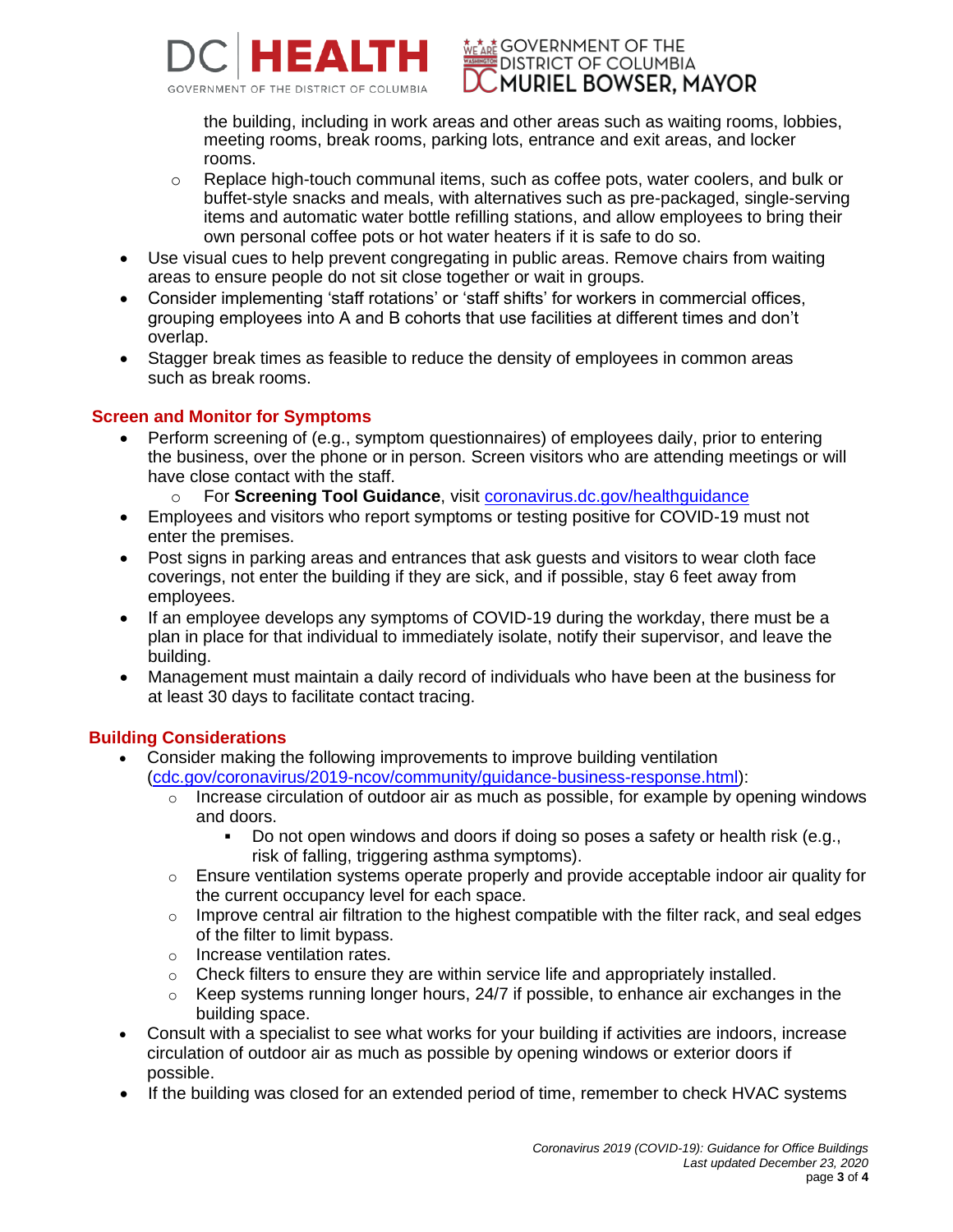the building, including in work areas and other areas such as waiting rooms, lobbies, meeting rooms, break rooms, parking lots, entrance and exit areas, and locker rooms.
  - Replace high-touch communal items, such as coffee pots, water coolers, and bulk or buffet-style snacks and meals, with alternatives such as pre-packaged, single-serving items and automatic water bottle refilling stations, and allow employees to bring their own personal coffee pots or hot water heaters if it is safe to do so.
- Use visual cues to help prevent congregating in public areas. Remove chairs from waiting areas to ensure people do not sit close together or wait in groups.
- Consider implementing 'staff rotations' or 'staff shifts' for workers in commercial offices, grouping employees into A and B cohorts that use facilities at different times and don't overlap.
- Stagger break times as feasible to reduce the density of employees in common areas such as break rooms.

## Screen and Monitor for Symptoms

- Perform screening of (e.g., symptom questionnaires) of employees daily, prior to entering the business, over the phone or in person. Screen visitors who are attending meetings or will have close contact with the staff.
  - For **Screening Tool Guidance**, visit coronavirus.dc.gov/healthguidance
- Employees and visitors who report symptoms or testing positive for COVID-19 must not enter the premises.
- Post signs in parking areas and entrances that ask guests and visitors to wear cloth face coverings, not enter the building if they are sick, and if possible, stay 6 feet away from employees.
- If an employee develops any symptoms of COVID-19 during the workday, there must be a plan in place for that individual to immediately isolate, notify their supervisor, and leave the building.
- Management must maintain a daily record of individuals who have been at the business for at least 30 days to facilitate contact tracing.

## Building Considerations

- Consider making the following improvements to improve building ventilation (cdc.gov/coronavirus/2019-ncov/community/guidance-business-response.html):
  - Increase circulation of outdoor air as much as possible, for example by opening windows and doors.
    - Do not open windows and doors if doing so poses a safety or health risk (e.g., risk of falling, triggering asthma symptoms).
  - Ensure ventilation systems operate properly and provide acceptable indoor air quality for the current occupancy level for each space.
  - Improve central air filtration to the highest compatible with the filter rack, and seal edges of the filter to limit bypass.
  - Increase ventilation rates.
  - Check filters to ensure they are within service life and appropriately installed.
  - Keep systems running longer hours, 24/7 if possible, to enhance air exchanges in the building space.
- Consult with a specialist to see what works for your building if activities are indoors, increase circulation of outdoor air as much as possible by opening windows or exterior doors if possible.
- If the building was closed for an extended period of time, remember to check HVAC systems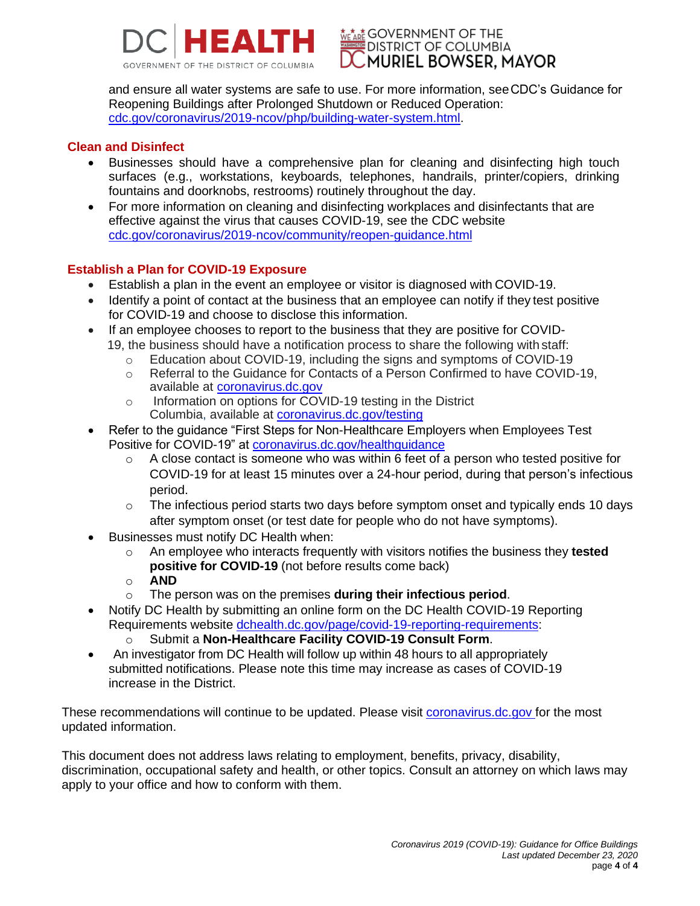and ensure all water systems are safe to use. For more information, see CDC's Guidance for Reopening Buildings after Prolonged Shutdown or Reduced Operation: cdc.gov/coronavirus/2019-ncov/php/building-water-system.html.

## Clean and Disinfect

- Businesses should have a comprehensive plan for cleaning and disinfecting high touch surfaces (e.g., workstations, keyboards, telephones, handrails, printer/copiers, drinking fountains and doorknobs, restrooms) routinely throughout the day.
- For more information on cleaning and disinfecting workplaces and disinfectants that are effective against the virus that causes COVID-19, see the CDC website cdc.gov/coronavirus/2019-ncov/community/reopen-guidance.html

## Establish a Plan for COVID-19 Exposure

- Establish a plan in the event an employee or visitor is diagnosed with COVID-19.
- Identify a point of contact at the business that an employee can notify if they test positive for COVID-19 and choose to disclose this information.
- If an employee chooses to report to the business that they are positive for COVID-19, the business should have a notification process to share the following with staff:
  - Education about COVID-19, including the signs and symptoms of COVID-19
  - Referral to the Guidance for Contacts of a Person Confirmed to have COVID-19, available at coronavirus.dc.gov
  - Information on options for COVID-19 testing in the District Columbia, available at coronavirus.dc.gov/testing
- Refer to the guidance "First Steps for Non-Healthcare Employers when Employees Test Positive for COVID-19" at coronavirus.dc.gov/healthguidance
  - A close contact is someone who was within 6 feet of a person who tested positive for COVID-19 for at least 15 minutes over a 24-hour period, during that person's infectious period.
  - The infectious period starts two days before symptom onset and typically ends 10 days after symptom onset (or test date for people who do not have symptoms).
- Businesses must notify DC Health when:
  - An employee who interacts frequently with visitors notifies the business they **tested positive for COVID-19** (not before results come back)
  - **AND**
  - The person was on the premises **during their infectious period**.
- Notify DC Health by submitting an online form on the DC Health COVID-19 Reporting Requirements website dchealth.dc.gov/page/covid-19-reporting-requirements:
  - Submit a **Non-Healthcare Facility COVID-19 Consult Form**.
- An investigator from DC Health will follow up within 48 hours to all appropriately submitted notifications. Please note this time may increase as cases of COVID-19 increase in the District.

These recommendations will continue to be updated. Please visit coronavirus.dc.gov for the most updated information.

This document does not address laws relating to employment, benefits, privacy, disability, discrimination, occupational safety and health, or other topics. Consult an attorney on which laws may apply to your office and how to conform with them.